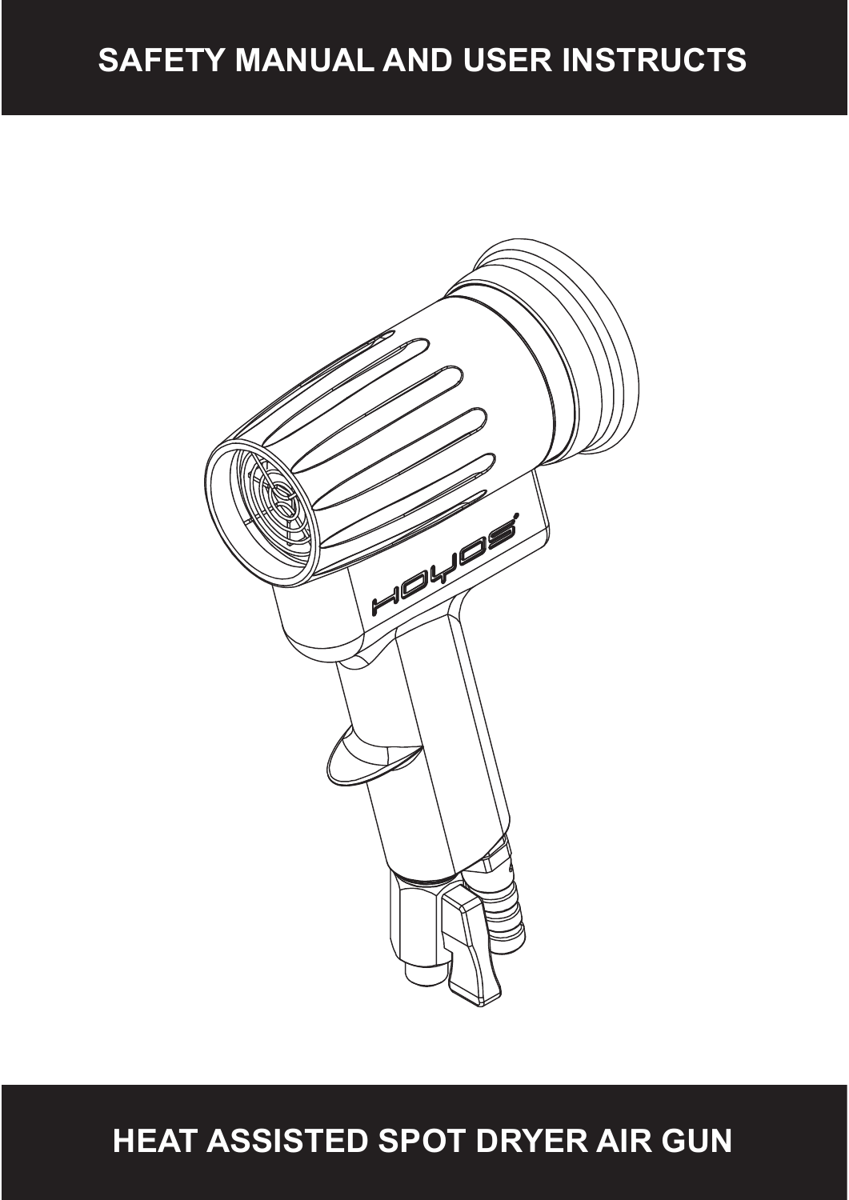# SAFETY MANUAL AND USER INSTRUCTS

# HEAT ASSISTED SPOT DRYER AIR GUN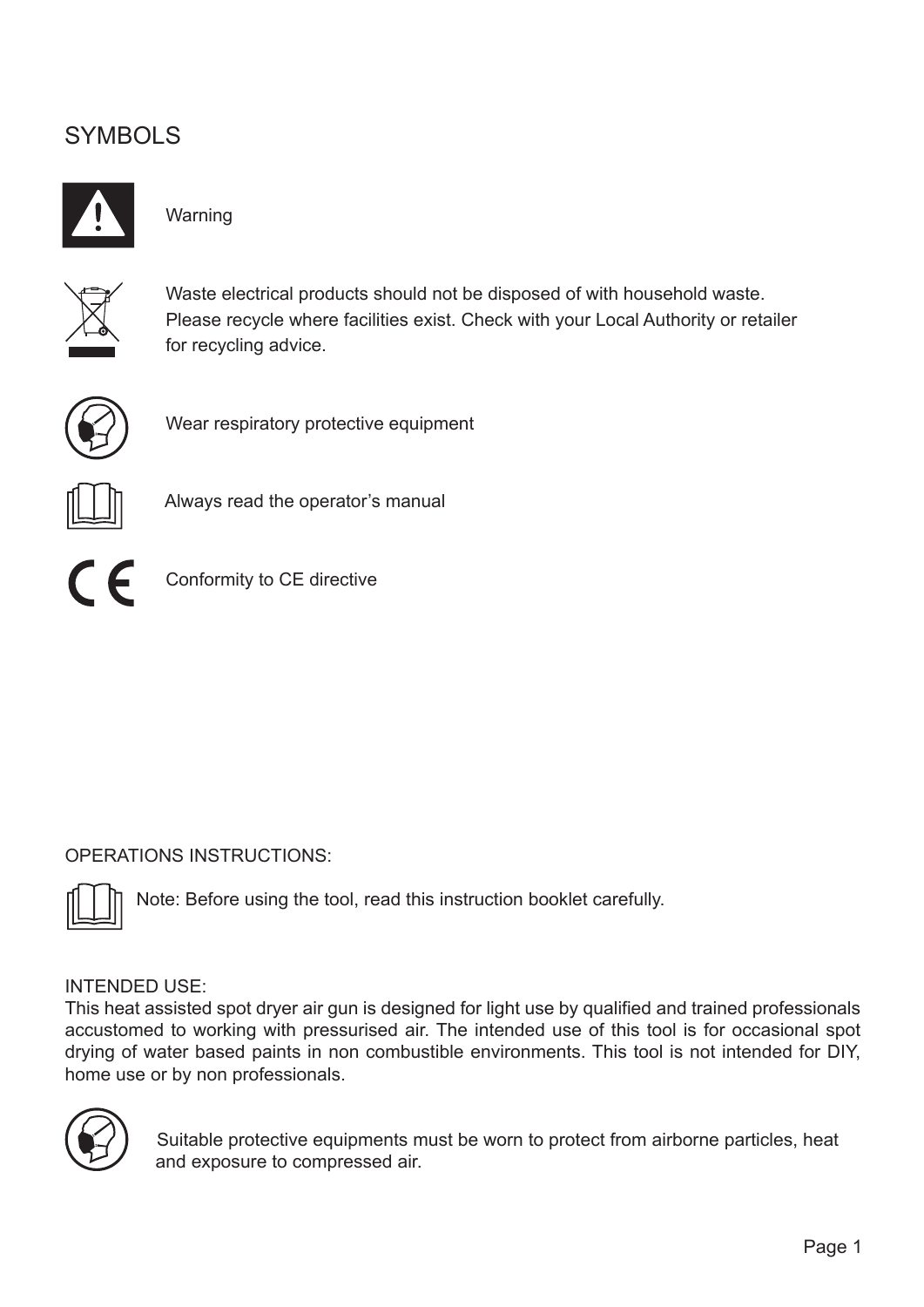## SYMBOLS

Warning

Waste electrical products should not be disposed of with household waste. Please recycle where facilities exist. Check with your Local Authority or retailer for recycling advice.

Wear respiratory protective equipment

Always read the operator's manual

Conformity to CE directive

OPERATIONS INSTRUCTIONS:

Note: Before using the tool, read this instruction booklet carefully.

INTENDED USE:

This heat assisted spot dryer air gun is designed for light use by qualified and trained professionals accustomed to working with pressurised air. The intended use of this tool is for occasional spot drying of water based paints in non combustible environments. This tool is not intended for DIY, home use or by non professionals.

Suitable protective equipments must be worn to protect from airborne particles, heat and exposure to compressed air.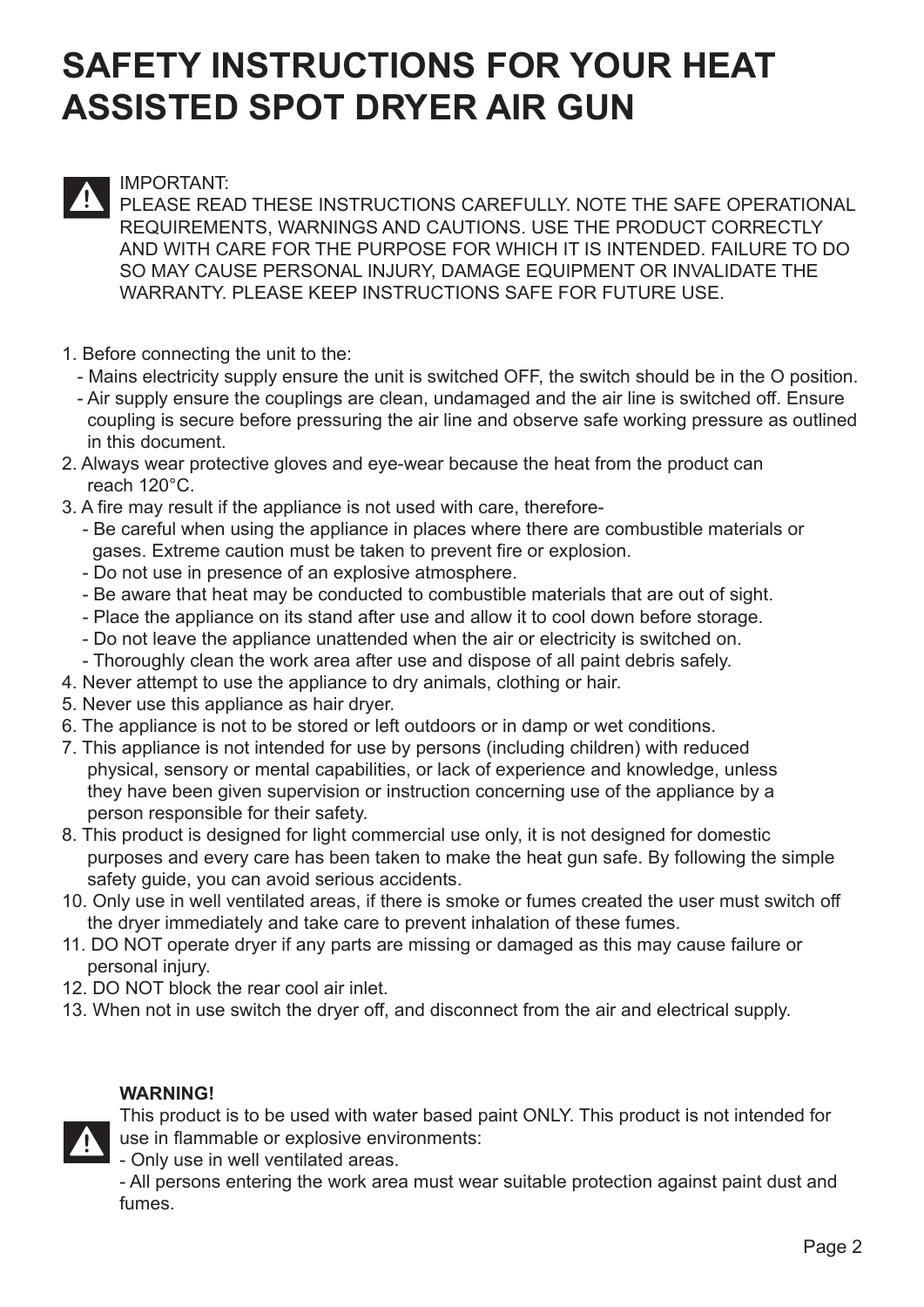# SAFETY INSTRUCTIONS FOR YOUR HEAT ASSISTED SPOT DRYER AIR GUN

IMPORTANT:
PLEASE READ THESE INSTRUCTIONS CAREFULLY. NOTE THE SAFE OPERATIONAL REQUIREMENTS, WARNINGS AND CAUTIONS. USE THE PRODUCT CORRECTLY AND WITH CARE FOR THE PURPOSE FOR WHICH IT IS INTENDED. FAILURE TO DO SO MAY CAUSE PERSONAL INJURY, DAMAGE EQUIPMENT OR INVALIDATE THE WARRANTY. PLEASE KEEP INSTRUCTIONS SAFE FOR FUTURE USE.

1. Before connecting the unit to the:
   - Mains electricity supply ensure the unit is switched OFF, the switch should be in the O position.
   - Air supply ensure the couplings are clean, undamaged and the air line is switched off. Ensure coupling is secure before pressuring the air line and observe safe working pressure as outlined in this document.
2. Always wear protective gloves and eye-wear because the heat from the product can reach 120°C.
3. A fire may result if the appliance is not used with care, therefore-
   - Be careful when using the appliance in places where there are combustible materials or gases. Extreme caution must be taken to prevent fire or explosion.
   - Do not use in presence of an explosive atmosphere.
   - Be aware that heat may be conducted to combustible materials that are out of sight.
   - Place the appliance on its stand after use and allow it to cool down before storage.
   - Do not leave the appliance unattended when the air or electricity is switched on.
   - Thoroughly clean the work area after use and dispose of all paint debris safely.
4. Never attempt to use the appliance to dry animals, clothing or hair.
5. Never use this appliance as hair dryer.
6. The appliance is not to be stored or left outdoors or in damp or wet conditions.
7. This appliance is not intended for use by persons (including children) with reduced physical, sensory or mental capabilities, or lack of experience and knowledge, unless they have been given supervision or instruction concerning use of the appliance by a person responsible for their safety.
8. This product is designed for light commercial use only, it is not designed for domestic purposes and every care has been taken to make the heat gun safe. By following the simple safety guide, you can avoid serious accidents.
10. Only use in well ventilated areas, if there is smoke or fumes created the user must switch off the dryer immediately and take care to prevent inhalation of these fumes.
11. DO NOT operate dryer if any parts are missing or damaged as this may cause failure or personal injury.
12. DO NOT block the rear cool air inlet.
13. When not in use switch the dryer off, and disconnect from the air and electrical supply.

**WARNING!**
This product is to be used with water based paint ONLY. This product is not intended for use in flammable or explosive environments:
- Only use in well ventilated areas.
- All persons entering the work area must wear suitable protection against paint dust and fumes.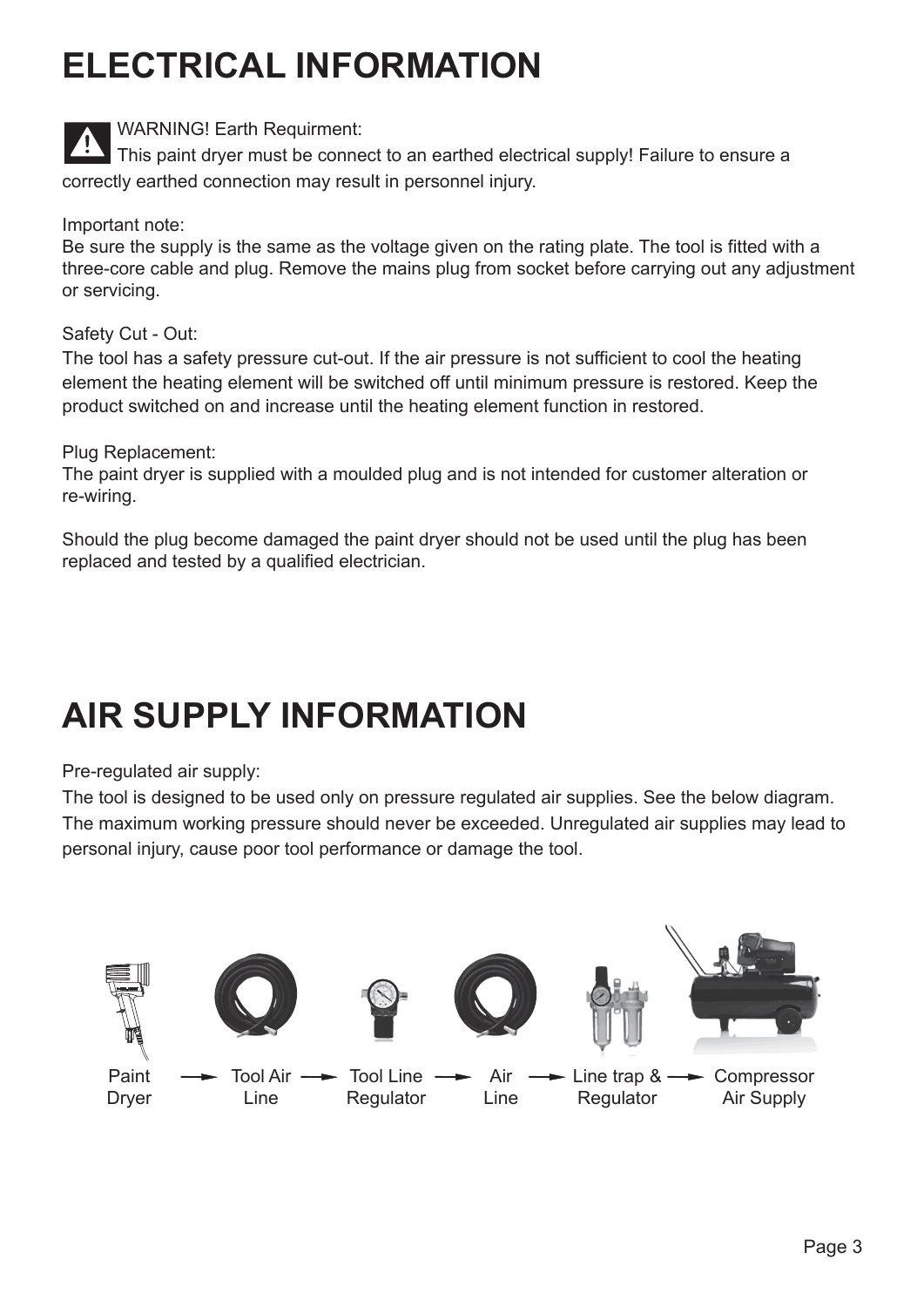# ELECTRICAL INFORMATION

WARNING! Earth Requirment:
This paint dryer must be connect to an earthed electrical supply! Failure to ensure a correctly earthed connection may result in personnel injury.

Important note:
Be sure the supply is the same as the voltage given on the rating plate. The tool is fitted with a three-core cable and plug. Remove the mains plug from socket before carrying out any adjustment or servicing.

Safety Cut - Out:
The tool has a safety pressure cut-out. If the air pressure is not sufficient to cool the heating element the heating element will be switched off until minimum pressure is restored. Keep the product switched on and increase until the heating element function in restored.

Plug Replacement:
The paint dryer is supplied with a moulded plug and is not intended for customer alteration or re-wiring.

Should the plug become damaged the paint dryer should not be used until the plug has been replaced and tested by a qualified electrician.

# AIR SUPPLY INFORMATION

Pre-regulated air supply:
The tool is designed to be used only on pressure regulated air supplies. See the below diagram. The maximum working pressure should never be exceeded. Unregulated air supplies may lead to personal injury, cause poor tool performance or damage the tool.

Paint Dryer → Tool Air Line → Tool Line Regulator → Air Line → Line trap & Regulator → Compressor Air Supply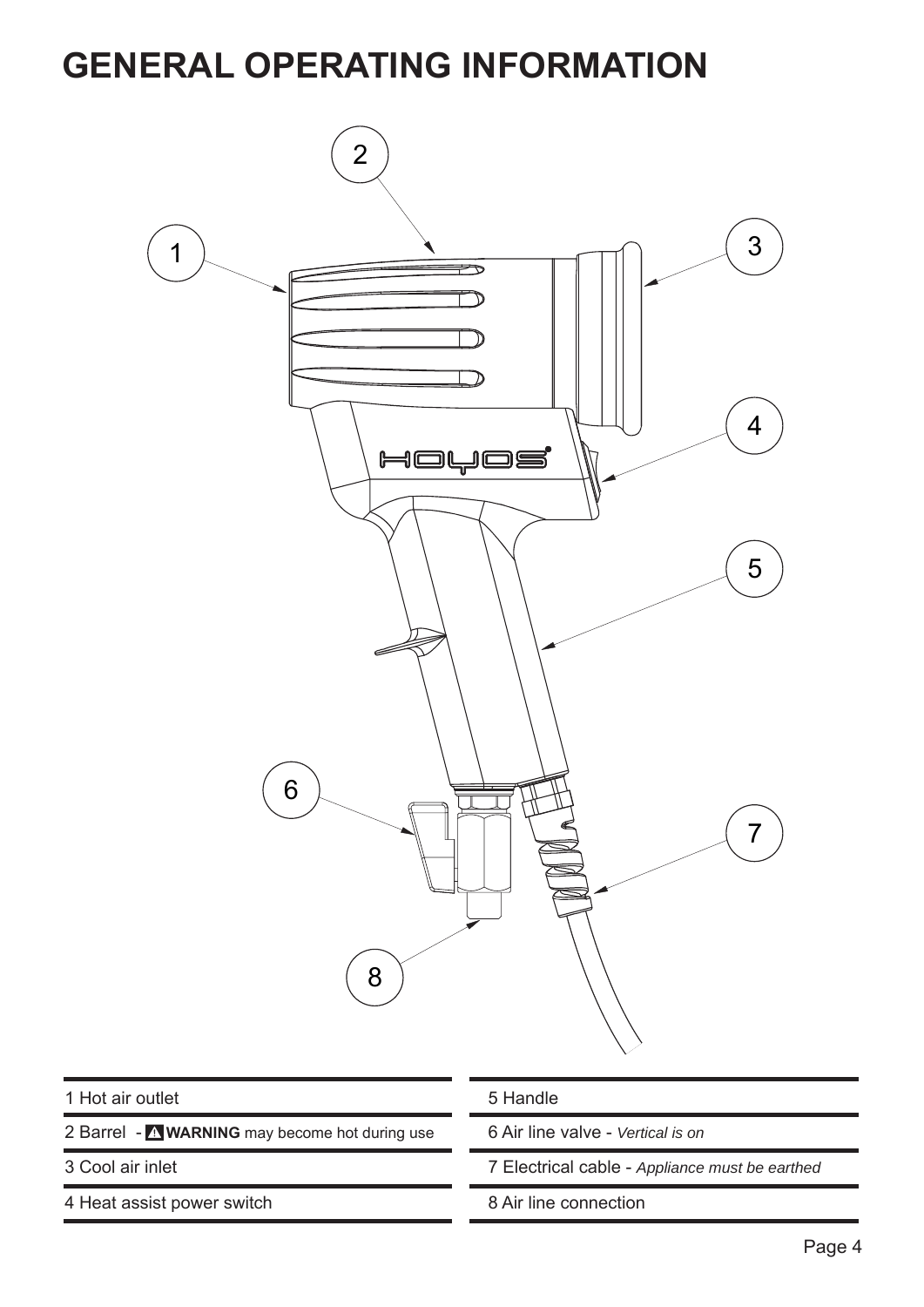# GENERAL OPERATING INFORMATION

| | |
|---|---|
| 1 Hot air outlet | 5 Handle |
| 2 Barrel - ⚠ **WARNING** may become hot during use | 6 Air line valve - *Vertical is on* |
| 3 Cool air inlet | 7 Electrical cable - *Appliance must be earthed* |
| 4 Heat assist power switch | 8 Air line connection |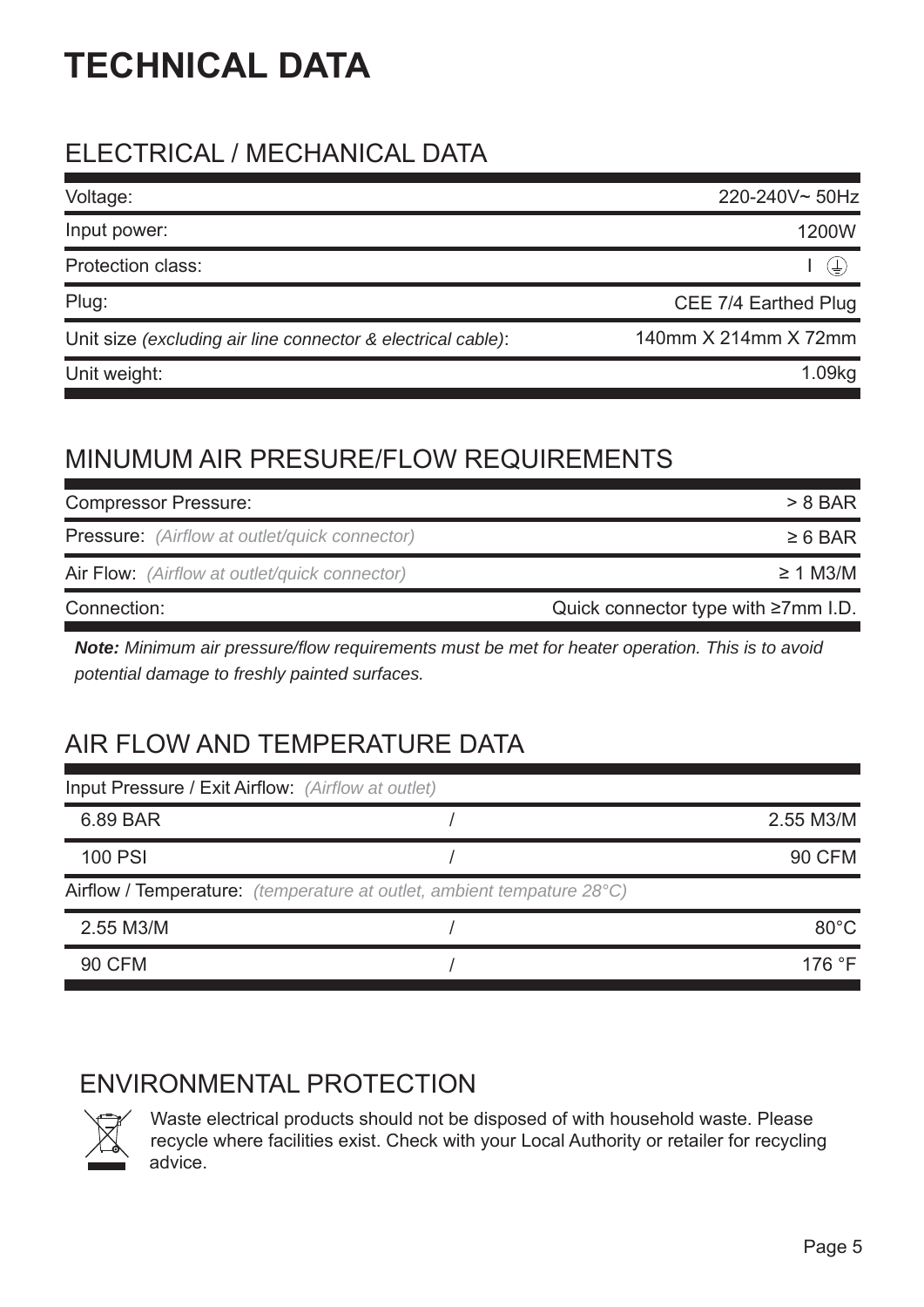# TECHNICAL DATA

## ELECTRICAL / MECHANICAL DATA

| | |
|---|---|
| Voltage: | 220-240V~ 50Hz |
| Input power: | 1200W |
| Protection class: | I ⏚ |
| Plug: | CEE 7/4 Earthed Plug |
| Unit size *(excluding air line connector & electrical cable)*: | 140mm X 214mm X 72mm |
| Unit weight: | 1.09kg |

## MINUMUM AIR PRESURE/FLOW REQUIREMENTS

| | |
|---|---|
| Compressor Pressure: | > 8 BAR |
| Pressure: *(Airflow at outlet/quick connector)* | ≥ 6 BAR |
| Air Flow: *(Airflow at outlet/quick connector)* | ≥ 1 M3/M |
| Connection: | Quick connector type with ≥7mm I.D. |

***Note:*** *Minimum air pressure/flow requirements must be met for heater operation. This is to avoid potential damage to freshly painted surfaces.*

## AIR FLOW AND TEMPERATURE DATA

| Input Pressure / Exit Airflow: *(Airflow at outlet)* | | |
|---|---|---|
| 6.89 BAR | / | 2.55 M3/M |
| 100 PSI | / | 90 CFM |
| **Airflow / Temperature:** *(temperature at outlet, ambient tempature 28°C)* | | |
| 2.55 M3/M | / | 80°C |
| 90 CFM | / | 176 °F |

## ENVIRONMENTAL PROTECTION

Waste electrical products should not be disposed of with household waste. Please recycle where facilities exist. Check with your Local Authority or retailer for recycling advice.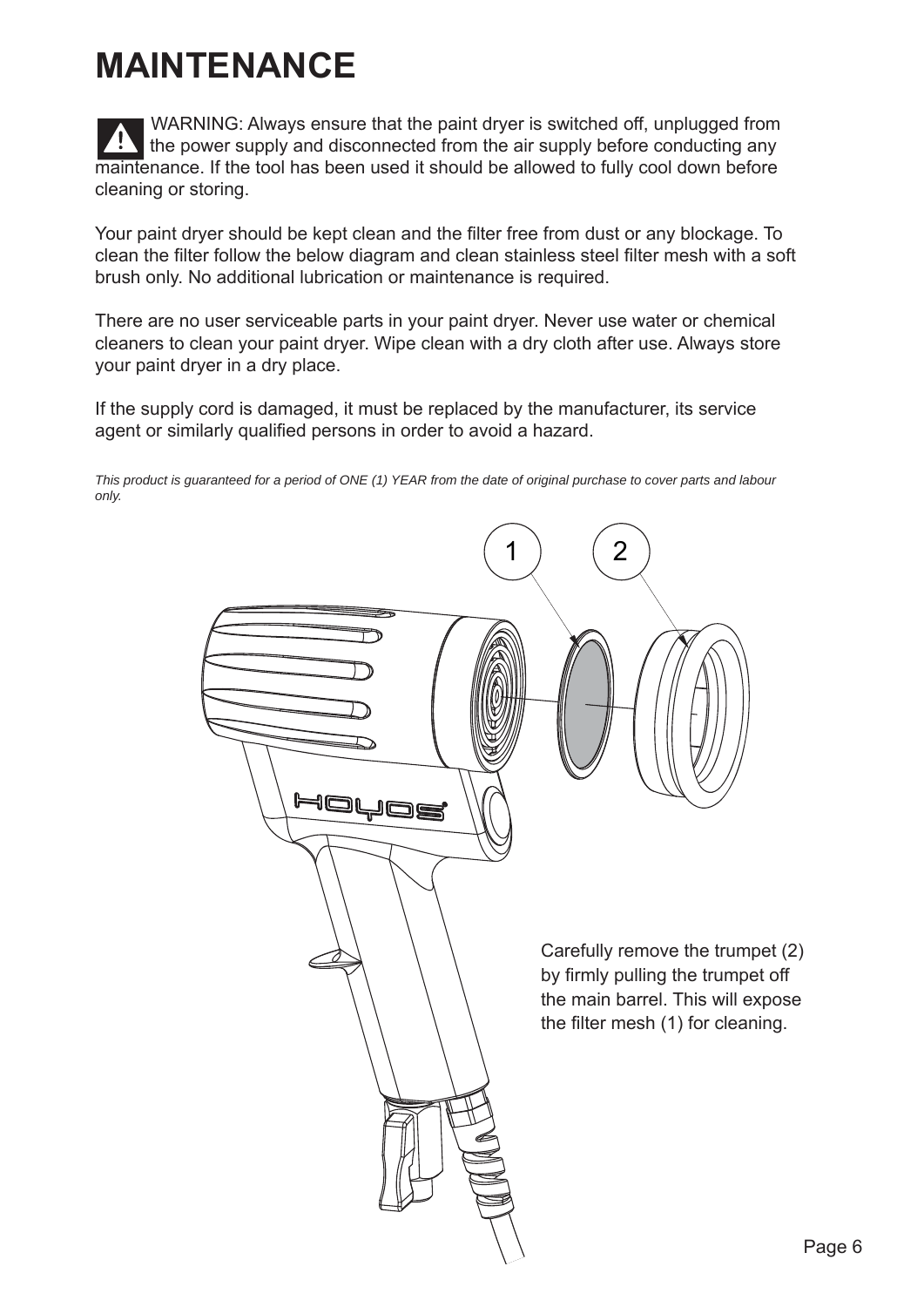# MAINTENANCE

⚠ WARNING: Always ensure that the paint dryer is switched off, unplugged from the power supply and disconnected from the air supply before conducting any maintenance. If the tool has been used it should be allowed to fully cool down before cleaning or storing.

Your paint dryer should be kept clean and the filter free from dust or any blockage. To clean the filter follow the below diagram and clean stainless steel filter mesh with a soft brush only. No additional lubrication or maintenance is required.

There are no user serviceable parts in your paint dryer. Never use water or chemical cleaners to clean your paint dryer. Wipe clean with a dry cloth after use. Always store your paint dryer in a dry place.

If the supply cord is damaged, it must be replaced by the manufacturer, its service agent or similarly qualified persons in order to avoid a hazard.

*This product is guaranteed for a period of ONE (1) YEAR from the date of original purchase to cover parts and labour only.*

1 2

Carefully remove the trumpet (2) by firmly pulling the trumpet off the main barrel. This will expose the filter mesh (1) for cleaning.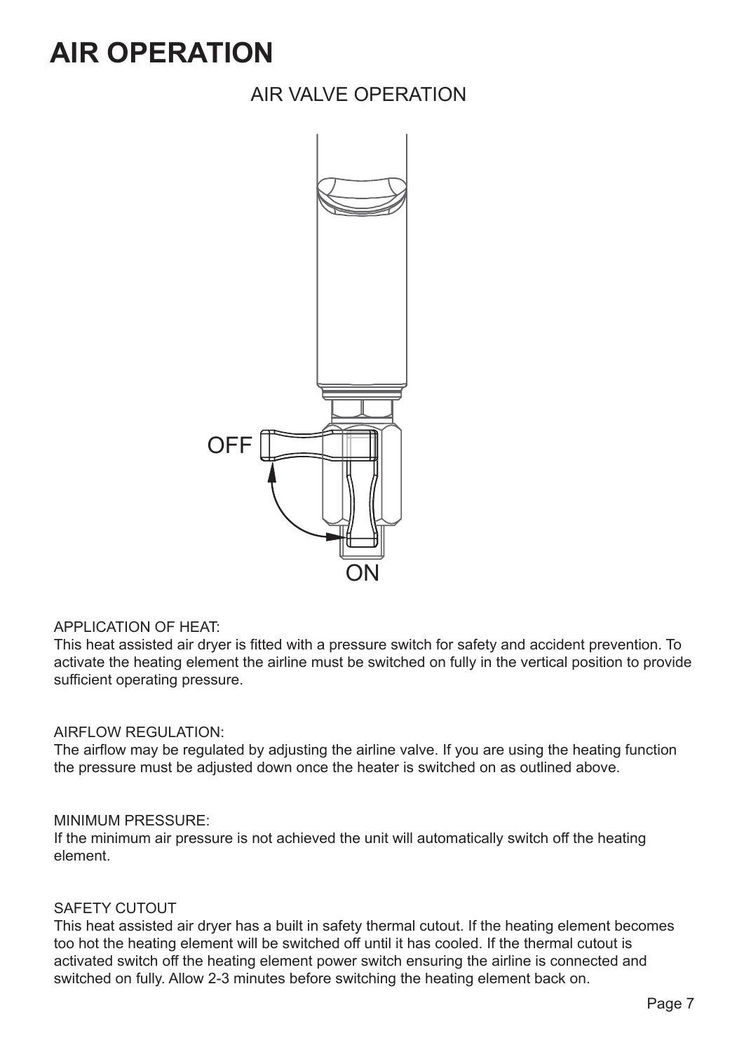# AIR OPERATION

## AIR VALVE OPERATION

OFF

ON

APPLICATION OF HEAT:
This heat assisted air dryer is fitted with a pressure switch for safety and accident prevention. To activate the heating element the airline must be switched on fully in the vertical position to provide sufficient operating pressure.

AIRFLOW REGULATION:
The airflow may be regulated by adjusting the airline valve. If you are using the heating function the pressure must be adjusted down once the heater is switched on as outlined above.

MINIMUM PRESSURE:
If the minimum air pressure is not achieved the unit will automatically switch off the heating element.

SAFETY CUTOUT
This heat assisted air dryer has a built in safety thermal cutout. If the heating element becomes too hot the heating element will be switched off until it has cooled. If the thermal cutout is activated switch off the heating element power switch ensuring the airline is connected and switched on fully. Allow 2-3 minutes before switching the heating element back on.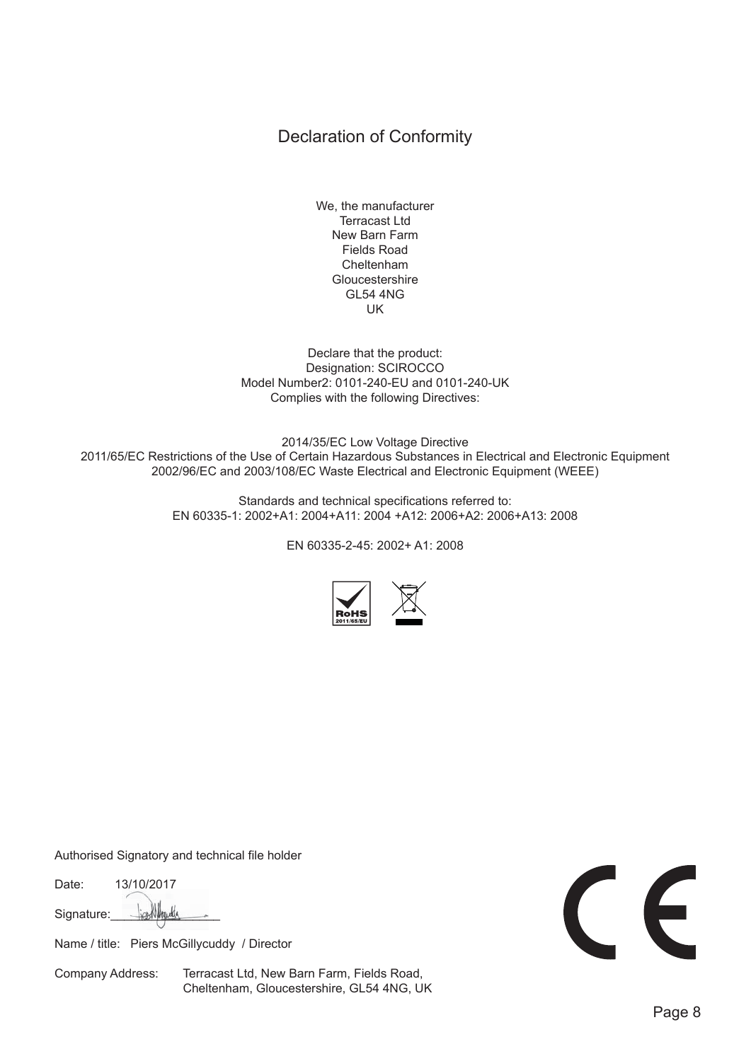# Declaration of Conformity

We, the manufacturer
Terracast Ltd
New Barn Farm
Fields Road
Cheltenham
Gloucestershire
GL54 4NG
UK

Declare that the product:
Designation: SCIROCCO
Model Number2: 0101-240-EU and 0101-240-UK
Complies with the following Directives:

2014/35/EC Low Voltage Directive
2011/65/EC Restrictions of the Use of Certain Hazardous Substances in Electrical and Electronic Equipment
2002/96/EC and 2003/108/EC Waste Electrical and Electronic Equipment (WEEE)

Standards and technical specifications referred to:
EN 60335-1: 2002+A1: 2004+A11: 2004 +A12: 2006+A2: 2006+A13: 2008

EN 60335-2-45: 2002+ A1: 2008

RoHS
2011/65/EU

Authorised Signatory and technical file holder

Date: 13/10/2017

Signature:

Name / title: Piers McGillycuddy / Director

Company Address: Terracast Ltd, New Barn Farm, Fields Road, Cheltenham, Gloucestershire, GL54 4NG, UK

CE